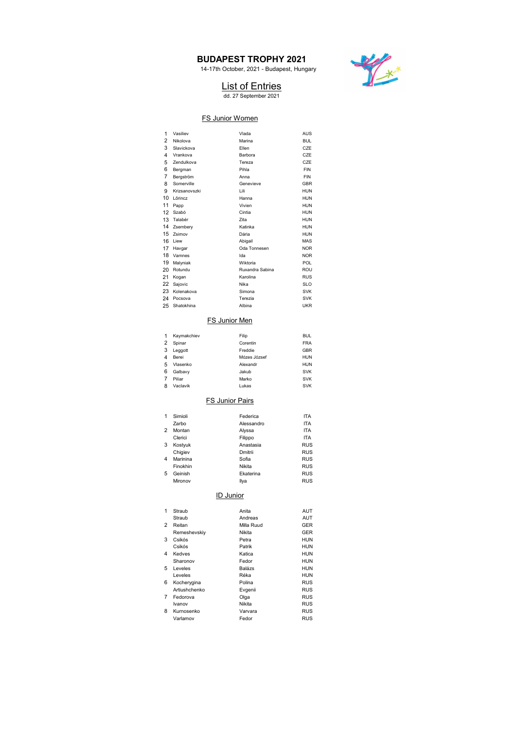# BUDAPEST TROPHY 2021

14-17th October, 2021 - Budapest, Hungary

## List of Entries

dd. 27 September 2021

### FS Junior Women

| | | | |
|---|---|---|---|
| 1 | Vasiliev | Vlada | AUS |
| 2 | Nikolova | Marina | BUL |
| 3 | Slavickova | Ellen | CZE |
| 4 | Vrankova | Barbora | CZE |
| 5 | Zendulkova | Tereza | CZE |
| 6 | Bergman | Pihla | FIN |
| 7 | Bergström | Anna | FIN |
| 8 | Somerville | Genevieve | GBR |
| 9 | Krizsanovszki | Lili | HUN |
| 10 | Lőrincz | Hanna | HUN |
| 11 | Papp | Vivien | HUN |
| 12 | Szabó | Cintia | HUN |
| 13 | Talabér | Zita | HUN |
| 14 | Zsembery | Katinka | HUN |
| 15 | Zsimov | Dária | HUN |
| 16 | Liew | Abigail | MAS |
| 17 | Havgar | Oda Tonnesen | NOR |
| 18 | Vamnes | Ida | NOR |
| 19 | Malyniak | Wiktoria | POL |
| 20 | Rotundu | Ruxandra Sabina | ROU |
| 21 | Kogan | Karolina | RUS |
| 22 | Sajovic | Nika | SLO |
| 23 | Kolenakova | Simona | SVK |
| 24 | Pocsova | Terezia | SVK |
| 25 | Shatokhina | Albina | UKR |

### FS Junior Men

| | | | |
|---|---|---|---|
| 1 | Kaymakchiev | Filip | BUL |
| 2 | Spinar | Corentin | FRA |
| 3 | Leggott | Freddie | GBR |
| 4 | Berei | Mózes József | HUN |
| 5 | Vlasenko | Alexandr | HUN |
| 6 | Galbavy | Jakub | SVK |
| 7 | Piliar | Marko | SVK |
| 8 | Vaclavik | Lukas | SVK |

### FS Junior Pairs

| | | | |
|---|---|---|---|
| 1 | Simioli | Federica | ITA |
| | Zarbo | Alessandro | ITA |
| 2 | Montan | Alyssa | ITA |
| | Clerici | Filippo | ITA |
| 3 | Kostyuk | Anastasia | RUS |
| | Chigiev | Dmitrii | RUS |
| 4 | Marinina | Sofia | RUS |
| | Finokhin | Nikita | RUS |
| 5 | Geinish | Ekaterina | RUS |
| | Mironov | Ilya | RUS |

### ID Junior

| | | | |
|---|---|---|---|
| 1 | Straub | Anita | AUT |
| | Straub | Andreas | AUT |
| 2 | Reitan | Milla Ruud | GER |
| | Remeshevskiy | Nikita | GER |
| 3 | Csikós | Petra | HUN |
| | Csikós | Patrik | HUN |
| 4 | Kedves | Katica | HUN |
| | Sharonov | Fedor | HUN |
| 5 | Leveles | Balázs | HUN |
| | Leveles | Réka | HUN |
| 6 | Kocherygina | Polina | RUS |
| | Artiushchenko | Evgenii | RUS |
| 7 | Fedorova | Olga | RUS |
| | Ivanov | Nikita | RUS |
| 8 | Kurnosenko | Varvara | RUS |
| | Varlamov | Fedor | RUS |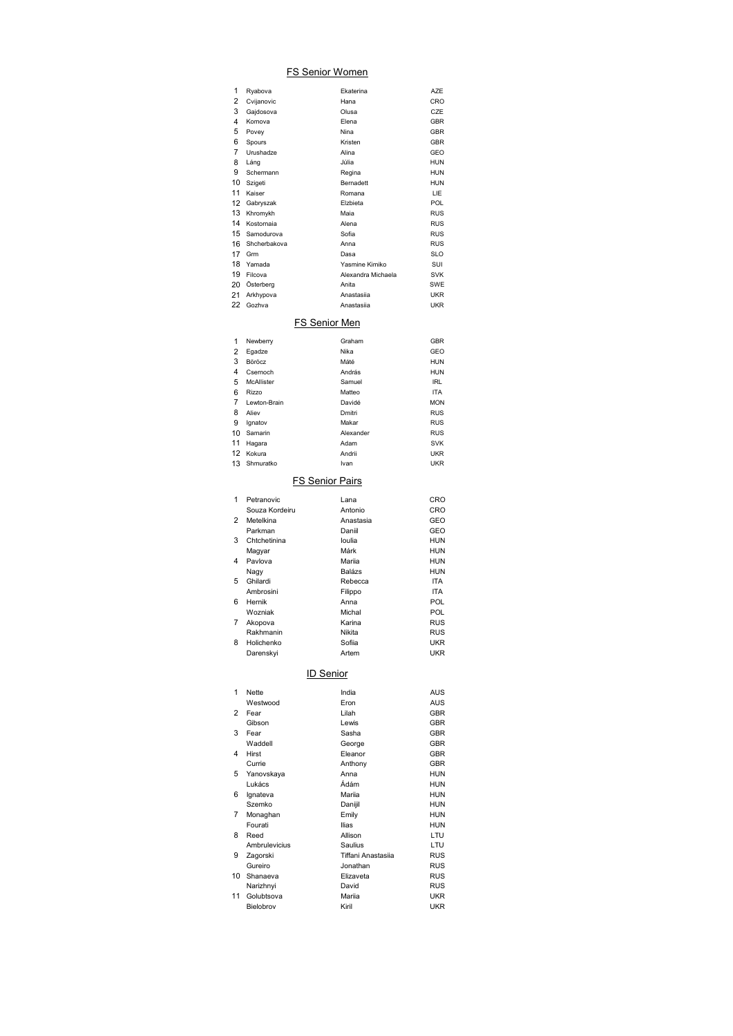## FS Senior Women

| | | | |
|---|---|---|---|
| 1 | Ryabova | Ekaterina | AZE |
| 2 | Cvijanovic | Hana | CRO |
| 3 | Gajdosova | Olusa | CZE |
| 4 | Komova | Elena | GBR |
| 5 | Povey | Nina | GBR |
| 6 | Spours | Kristen | GBR |
| 7 | Urushadze | Alina | GEO |
| 8 | Láng | Júlia | HUN |
| 9 | Schermann | Regina | HUN |
| 10 | Szigeti | Bernadett | HUN |
| 11 | Kaiser | Romana | LIE |
| 12 | Gabryszak | Elzbieta | POL |
| 13 | Khromykh | Maia | RUS |
| 14 | Kostornaia | Alena | RUS |
| 15 | Samodurova | Sofia | RUS |
| 16 | Shcherbakova | Anna | RUS |
| 17 | Grm | Dasa | SLO |
| 18 | Yamada | Yasmine Kimiko | SUI |
| 19 | Filcova | Alexandra Michaela | SVK |
| 20 | Österberg | Anita | SWE |
| 21 | Arkhypova | Anastasiia | UKR |
| 22 | Gozhva | Anastasiia | UKR |

## FS Senior Men

| | | | |
|---|---|---|---|
| 1 | Newberry | Graham | GBR |
| 2 | Egadze | Nika | GEO |
| 3 | Böröcz | Máté | HUN |
| 4 | Csernoch | András | HUN |
| 5 | McAllister | Samuel | IRL |
| 6 | Rizzo | Matteo | ITA |
| 7 | Lewton-Brain | Davidé | MON |
| 8 | Aliev | Dmitri | RUS |
| 9 | Ignatov | Makar | RUS |
| 10 | Samarin | Alexander | RUS |
| 11 | Hagara | Adam | SVK |
| 12 | Kokura | Andrii | UKR |
| 13 | Shmuratko | Ivan | UKR |

## FS Senior Pairs

| | | | |
|---|---|---|---|
| 1 | Petranovic | Lana | CRO |
| | Souza Kordeiru | Antonio | CRO |
| 2 | Metelkina | Anastasia | GEO |
| | Parkman | Daniil | GEO |
| 3 | Chtchetinina | Ioulia | HUN |
| | Magyar | Márk | HUN |
| 4 | Pavlova | Mariia | HUN |
| | Nagy | Balázs | HUN |
| 5 | Ghilardi | Rebecca | ITA |
| | Ambrosini | Filippo | ITA |
| 6 | Hernik | Anna | POL |
| | Wozniak | Michal | POL |
| 7 | Akopova | Karina | RUS |
| | Rakhmanin | Nikita | RUS |
| 8 | Holichenko | Sofiia | UKR |
| | Darenskyi | Artem | UKR |

## ID Senior

| | | | |
|---|---|---|---|
| 1 | Nette | India | AUS |
| | Westwood | Eron | AUS |
| 2 | Fear | Lilah | GBR |
| | Gibson | Lewis | GBR |
| 3 | Fear | Sasha | GBR |
| | Waddell | George | GBR |
| 4 | Hirst | Eleanor | GBR |
| | Currie | Anthony | GBR |
| 5 | Yanovskaya | Anna | HUN |
| | Lukács | Ádám | HUN |
| 6 | Ignateva | Mariia | HUN |
| | Szemko | Danijil | HUN |
| 7 | Monaghan | Emily | HUN |
| | Fourati | Ilias | HUN |
| 8 | Reed | Allison | LTU |
| | Ambrulevicius | Saulius | LTU |
| 9 | Zagorski | Tiffani Anastasiia | RUS |
| | Gureiro | Jonathan | RUS |
| 10 | Shanaeva | Elizaveta | RUS |
| | Narizhnyi | David | RUS |
| 11 | Golubtsova | Mariia | UKR |
| | Bielobrov | Kiril | UKR |